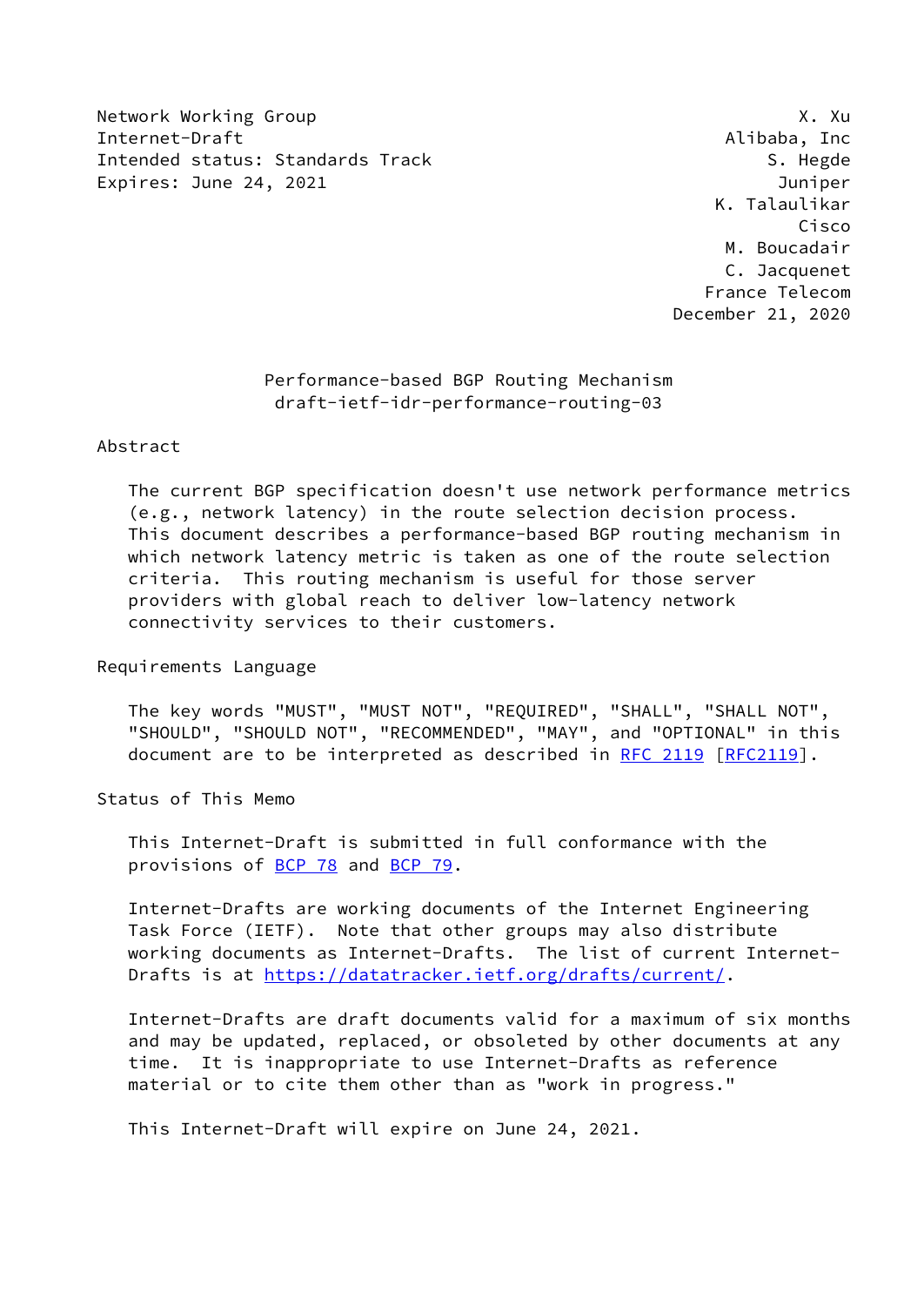Network Working Group X. Xu
Internet-Draft Alibaba, Inc
Intended status: Standards Track S. Hegde
Expires: June 24, 2021 Juniper
K. Talaulikar
Cisco
M. Boucadair
C. Jacquenet
France Telecom
December 21, 2020

# Performance-based BGP Routing Mechanism
## draft-ietf-idr-performance-routing-03

## Abstract

The current BGP specification doesn't use network performance metrics (e.g., network latency) in the route selection decision process. This document describes a performance-based BGP routing mechanism in which network latency metric is taken as one of the route selection criteria. This routing mechanism is useful for those server providers with global reach to deliver low-latency network connectivity services to their customers.

## Requirements Language

The key words "MUST", "MUST NOT", "REQUIRED", "SHALL", "SHALL NOT", "SHOULD", "SHOULD NOT", "RECOMMENDED", "MAY", and "OPTIONAL" in this document are to be interpreted as described in RFC 2119 [RFC2119].

## Status of This Memo

This Internet-Draft is submitted in full conformance with the provisions of BCP 78 and BCP 79.

Internet-Drafts are working documents of the Internet Engineering Task Force (IETF). Note that other groups may also distribute working documents as Internet-Drafts. The list of current Internet-Drafts is at https://datatracker.ietf.org/drafts/current/.

Internet-Drafts are draft documents valid for a maximum of six months and may be updated, replaced, or obsoleted by other documents at any time. It is inappropriate to use Internet-Drafts as reference material or to cite them other than as "work in progress."

This Internet-Draft will expire on June 24, 2021.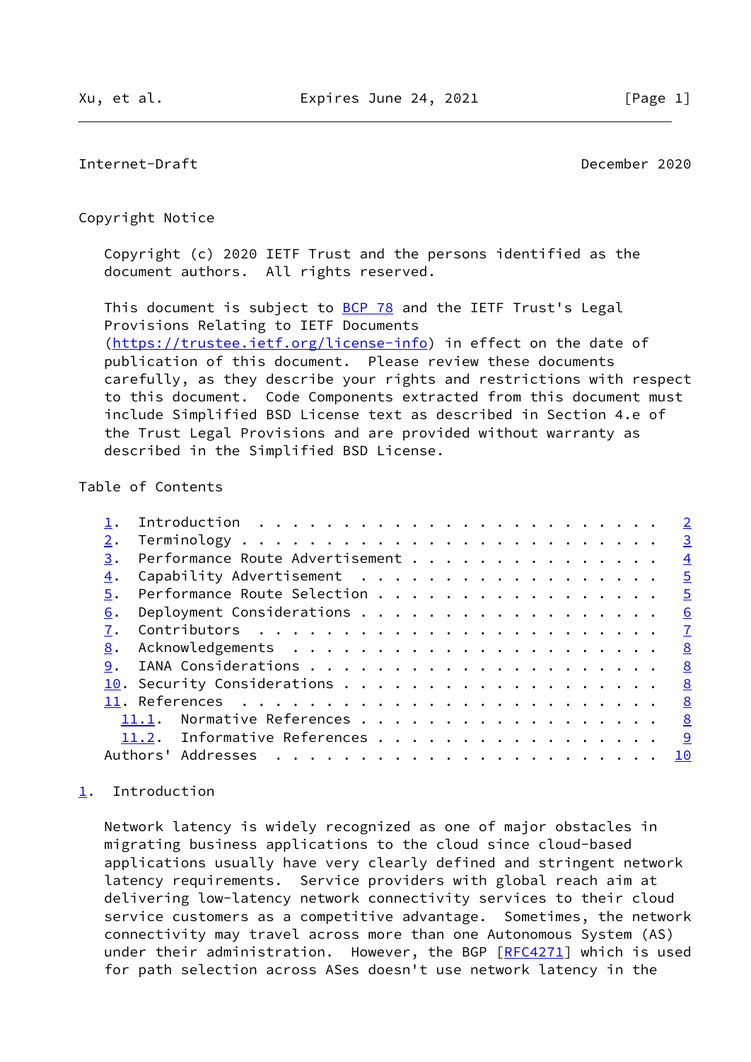## Copyright Notice

Copyright (c) 2020 IETF Trust and the persons identified as the document authors. All rights reserved.

This document is subject to BCP 78 and the IETF Trust's Legal Provisions Relating to IETF Documents (https://trustee.ietf.org/license-info) in effect on the date of publication of this document. Please review these documents carefully, as they describe your rights and restrictions with respect to this document. Code Components extracted from this document must include Simplified BSD License text as described in Section 4.e of the Trust Legal Provisions and are provided without warranty as described in the Simplified BSD License.

## Table of Contents

1. Introduction . . . . . . . . . . . . . . . . . . . . . . . . 2
2. Terminology . . . . . . . . . . . . . . . . . . . . . . . . 3
3. Performance Route Advertisement . . . . . . . . . . . . . . . 4
4. Capability Advertisement . . . . . . . . . . . . . . . . . . 5
5. Performance Route Selection . . . . . . . . . . . . . . . . . 5
6. Deployment Considerations . . . . . . . . . . . . . . . . . . 6
7. Contributors . . . . . . . . . . . . . . . . . . . . . . . . 7
8. Acknowledgements . . . . . . . . . . . . . . . . . . . . . . 8
9. IANA Considerations . . . . . . . . . . . . . . . . . . . . . 8
10. Security Considerations . . . . . . . . . . . . . . . . . . . 8
11. References . . . . . . . . . . . . . . . . . . . . . . . . . 8
  11.1. Normative References . . . . . . . . . . . . . . . . . . 8
  11.2. Informative References . . . . . . . . . . . . . . . . . 9
Authors' Addresses . . . . . . . . . . . . . . . . . . . . . . . 10

## 1. Introduction

Network latency is widely recognized as one of major obstacles in migrating business applications to the cloud since cloud-based applications usually have very clearly defined and stringent network latency requirements. Service providers with global reach aim at delivering low-latency network connectivity services to their cloud service customers as a competitive advantage. Sometimes, the network connectivity may travel across more than one Autonomous System (AS) under their administration. However, the BGP [RFC4271] which is used for path selection across ASes doesn't use network latency in the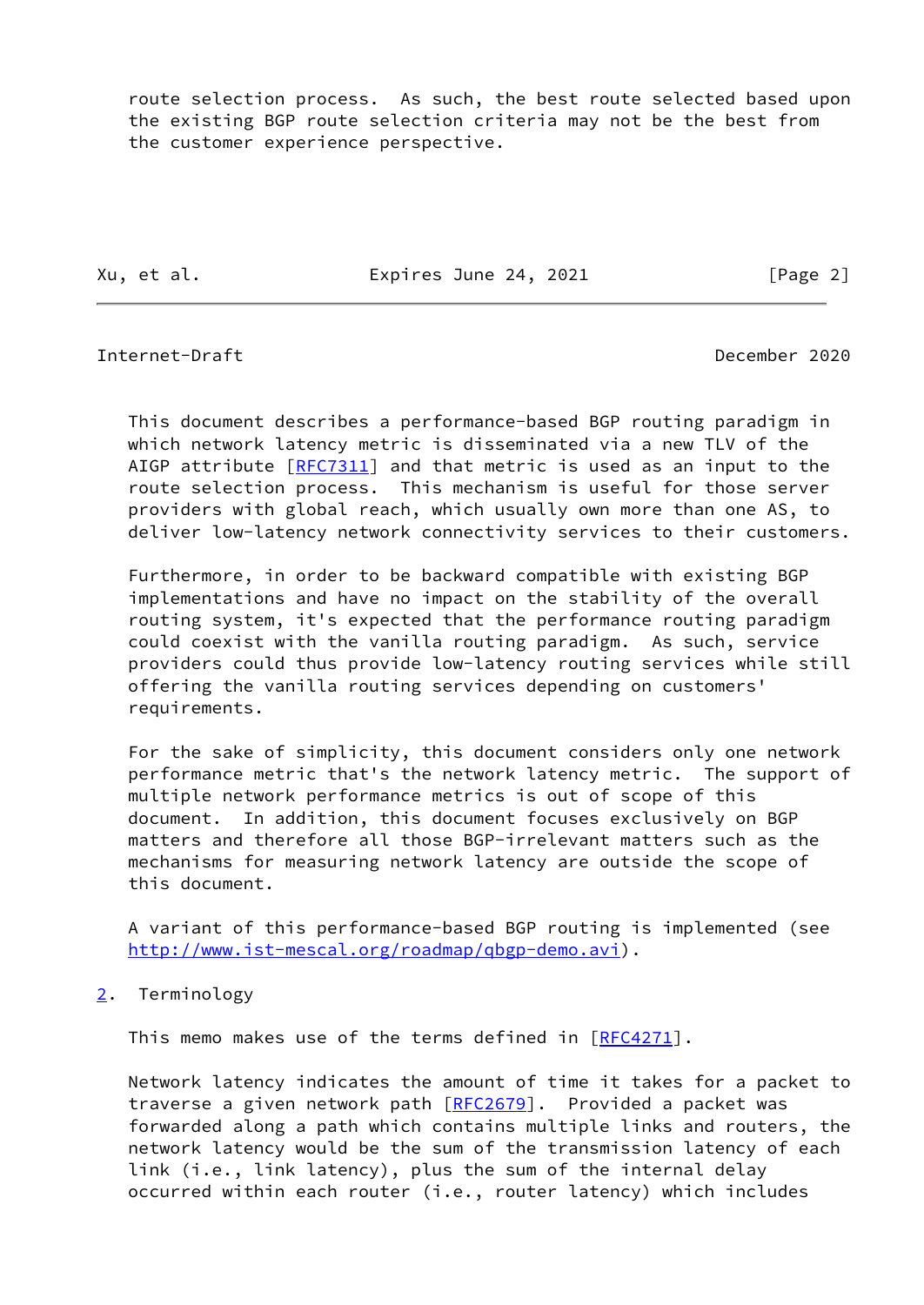route selection process.  As such, the best route selected based upon the existing BGP route selection criteria may not be the best from the customer experience perspective.

This document describes a performance-based BGP routing paradigm in which network latency metric is disseminated via a new TLV of the AIGP attribute [RFC7311] and that metric is used as an input to the route selection process.  This mechanism is useful for those server providers with global reach, which usually own more than one AS, to deliver low-latency network connectivity services to their customers.

Furthermore, in order to be backward compatible with existing BGP implementations and have no impact on the stability of the overall routing system, it's expected that the performance routing paradigm could coexist with the vanilla routing paradigm.  As such, service providers could thus provide low-latency routing services while still offering the vanilla routing services depending on customers' requirements.

For the sake of simplicity, this document considers only one network performance metric that's the network latency metric.  The support of multiple network performance metrics is out of scope of this document.  In addition, this document focuses exclusively on BGP matters and therefore all those BGP-irrelevant matters such as the mechanisms for measuring network latency are outside the scope of this document.

A variant of this performance-based BGP routing is implemented (see http://www.ist-mescal.org/roadmap/qbgp-demo.avi).

## 2.  Terminology

This memo makes use of the terms defined in [RFC4271].

Network latency indicates the amount of time it takes for a packet to traverse a given network path [RFC2679].  Provided a packet was forwarded along a path which contains multiple links and routers, the network latency would be the sum of the transmission latency of each link (i.e., link latency), plus the sum of the internal delay occurred within each router (i.e., router latency) which includes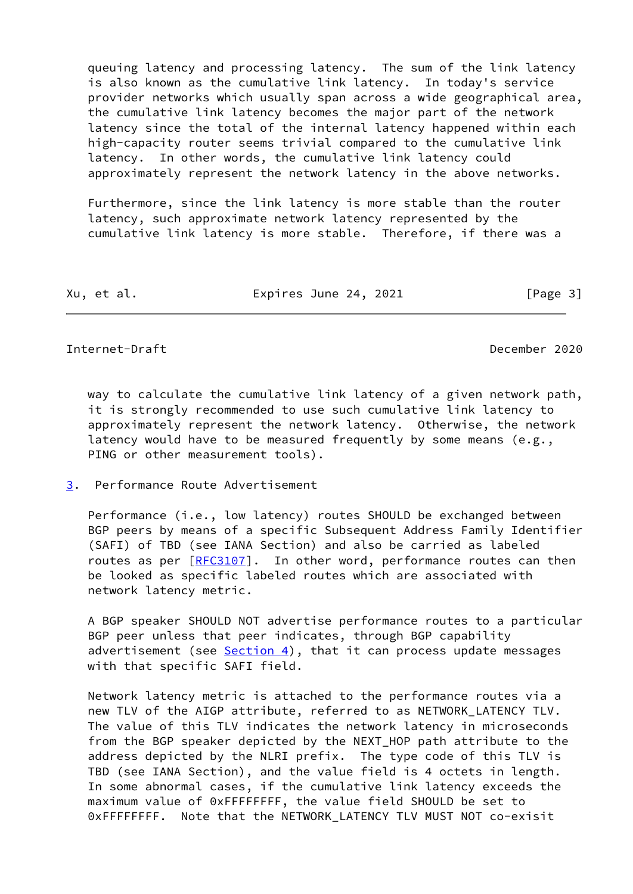queuing latency and processing latency. The sum of the link latency is also known as the cumulative link latency. In today's service provider networks which usually span across a wide geographical area, the cumulative link latency becomes the major part of the network latency since the total of the internal latency happened within each high-capacity router seems trivial compared to the cumulative link latency. In other words, the cumulative link latency could approximately represent the network latency in the above networks.

Furthermore, since the link latency is more stable than the router latency, such approximate network latency represented by the cumulative link latency is more stable. Therefore, if there was a way to calculate the cumulative link latency of a given network path, it is strongly recommended to use such cumulative link latency to approximately represent the network latency. Otherwise, the network latency would have to be measured frequently by some means (e.g., PING or other measurement tools).

## 3. Performance Route Advertisement

Performance (i.e., low latency) routes SHOULD be exchanged between BGP peers by means of a specific Subsequent Address Family Identifier (SAFI) of TBD (see IANA Section) and also be carried as labeled routes as per [RFC3107]. In other word, performance routes can then be looked as specific labeled routes which are associated with network latency metric.

A BGP speaker SHOULD NOT advertise performance routes to a particular BGP peer unless that peer indicates, through BGP capability advertisement (see Section 4), that it can process update messages with that specific SAFI field.

Network latency metric is attached to the performance routes via a new TLV of the AIGP attribute, referred to as NETWORK_LATENCY TLV. The value of this TLV indicates the network latency in microseconds from the BGP speaker depicted by the NEXT_HOP path attribute to the address depicted by the NLRI prefix. The type code of this TLV is TBD (see IANA Section), and the value field is 4 octets in length. In some abnormal cases, if the cumulative link latency exceeds the maximum value of 0xFFFFFFFF, the value field SHOULD be set to 0xFFFFFFFF. Note that the NETWORK_LATENCY TLV MUST NOT co-exisit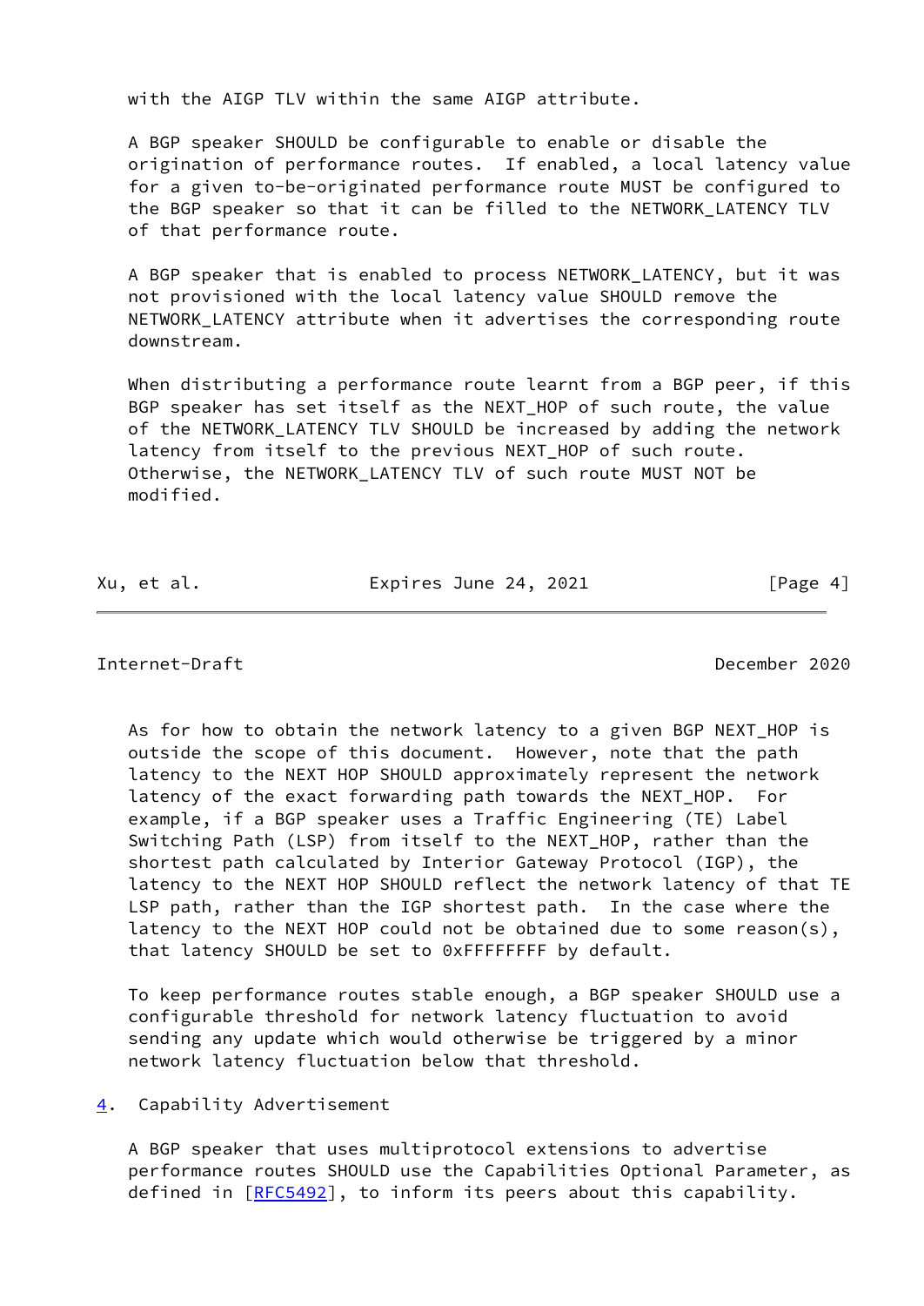with the AIGP TLV within the same AIGP attribute.

A BGP speaker SHOULD be configurable to enable or disable the origination of performance routes. If enabled, a local latency value for a given to-be-originated performance route MUST be configured to the BGP speaker so that it can be filled to the NETWORK_LATENCY TLV of that performance route.

A BGP speaker that is enabled to process NETWORK_LATENCY, but it was not provisioned with the local latency value SHOULD remove the NETWORK_LATENCY attribute when it advertises the corresponding route downstream.

When distributing a performance route learnt from a BGP peer, if this BGP speaker has set itself as the NEXT_HOP of such route, the value of the NETWORK_LATENCY TLV SHOULD be increased by adding the network latency from itself to the previous NEXT_HOP of such route. Otherwise, the NETWORK_LATENCY TLV of such route MUST NOT be modified.

As for how to obtain the network latency to a given BGP NEXT_HOP is outside the scope of this document. However, note that the path latency to the NEXT HOP SHOULD approximately represent the network latency of the exact forwarding path towards the NEXT_HOP. For example, if a BGP speaker uses a Traffic Engineering (TE) Label Switching Path (LSP) from itself to the NEXT_HOP, rather than the shortest path calculated by Interior Gateway Protocol (IGP), the latency to the NEXT HOP SHOULD reflect the network latency of that TE LSP path, rather than the IGP shortest path. In the case where the latency to the NEXT HOP could not be obtained due to some reason(s), that latency SHOULD be set to 0xFFFFFFFF by default.

To keep performance routes stable enough, a BGP speaker SHOULD use a configurable threshold for network latency fluctuation to avoid sending any update which would otherwise be triggered by a minor network latency fluctuation below that threshold.

## 4. Capability Advertisement

A BGP speaker that uses multiprotocol extensions to advertise performance routes SHOULD use the Capabilities Optional Parameter, as defined in [RFC5492], to inform its peers about this capability.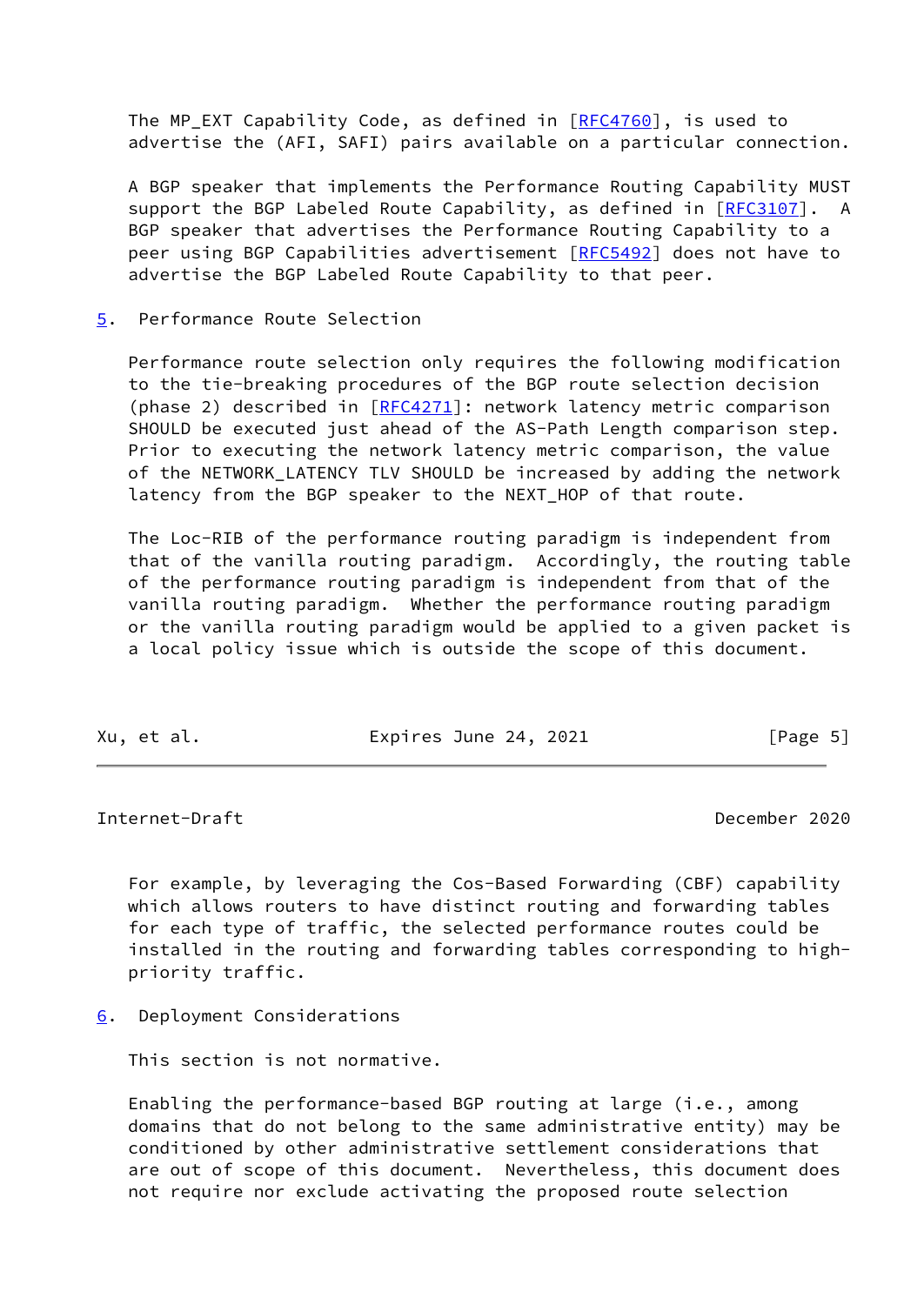The MP_EXT Capability Code, as defined in [RFC4760], is used to advertise the (AFI, SAFI) pairs available on a particular connection.

A BGP speaker that implements the Performance Routing Capability MUST support the BGP Labeled Route Capability, as defined in [RFC3107]. A BGP speaker that advertises the Performance Routing Capability to a peer using BGP Capabilities advertisement [RFC5492] does not have to advertise the BGP Labeled Route Capability to that peer.

## 5. Performance Route Selection

Performance route selection only requires the following modification to the tie-breaking procedures of the BGP route selection decision (phase 2) described in [RFC4271]: network latency metric comparison SHOULD be executed just ahead of the AS-Path Length comparison step. Prior to executing the network latency metric comparison, the value of the NETWORK_LATENCY TLV SHOULD be increased by adding the network latency from the BGP speaker to the NEXT_HOP of that route.

The Loc-RIB of the performance routing paradigm is independent from that of the vanilla routing paradigm. Accordingly, the routing table of the performance routing paradigm is independent from that of the vanilla routing paradigm. Whether the performance routing paradigm or the vanilla routing paradigm would be applied to a given packet is a local policy issue which is outside the scope of this document.

For example, by leveraging the Cos-Based Forwarding (CBF) capability which allows routers to have distinct routing and forwarding tables for each type of traffic, the selected performance routes could be installed in the routing and forwarding tables corresponding to high-priority traffic.

## 6. Deployment Considerations

This section is not normative.

Enabling the performance-based BGP routing at large (i.e., among domains that do not belong to the same administrative entity) may be conditioned by other administrative settlement considerations that are out of scope of this document. Nevertheless, this document does not require nor exclude activating the proposed route selection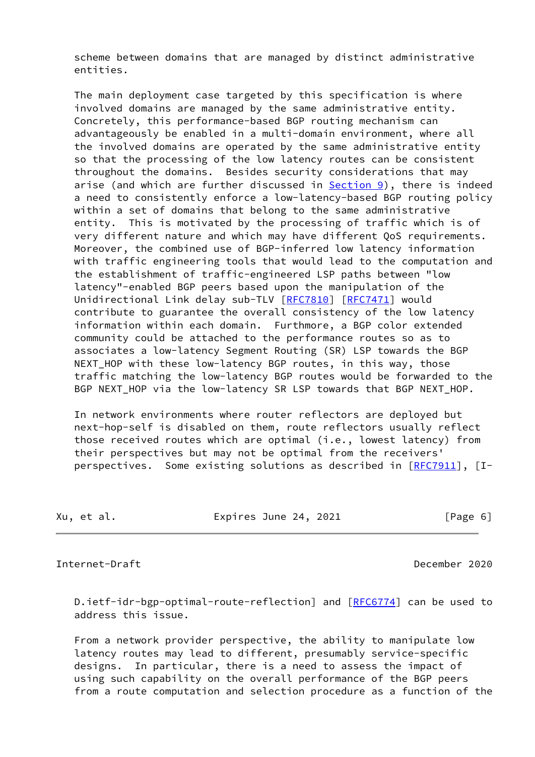scheme between domains that are managed by distinct administrative entities.

The main deployment case targeted by this specification is where involved domains are managed by the same administrative entity. Concretely, this performance-based BGP routing mechanism can advantageously be enabled in a multi-domain environment, where all the involved domains are operated by the same administrative entity so that the processing of the low latency routes can be consistent throughout the domains. Besides security considerations that may arise (and which are further discussed in Section 9), there is indeed a need to consistently enforce a low-latency-based BGP routing policy within a set of domains that belong to the same administrative entity. This is motivated by the processing of traffic which is of very different nature and which may have different QoS requirements. Moreover, the combined use of BGP-inferred low latency information with traffic engineering tools that would lead to the computation and the establishment of traffic-engineered LSP paths between "low latency"-enabled BGP peers based upon the manipulation of the Unidirectional Link delay sub-TLV [RFC7810] [RFC7471] would contribute to guarantee the overall consistency of the low latency information within each domain. Furthmore, a BGP color extended community could be attached to the performance routes so as to associates a low-latency Segment Routing (SR) LSP towards the BGP NEXT_HOP with these low-latency BGP routes, in this way, those traffic matching the low-latency BGP routes would be forwarded to the BGP NEXT_HOP via the low-latency SR LSP towards that BGP NEXT_HOP.

In network environments where router reflectors are deployed but next-hop-self is disabled on them, route reflectors usually reflect those received routes which are optimal (i.e., lowest latency) from their perspectives but may not be optimal from the receivers' perspectives. Some existing solutions as described in [RFC7911], [I-D.ietf-idr-bgp-optimal-route-reflection] and [RFC6774] can be used to address this issue.

From a network provider perspective, the ability to manipulate low latency routes may lead to different, presumably service-specific designs. In particular, there is a need to assess the impact of using such capability on the overall performance of the BGP peers from a route computation and selection procedure as a function of the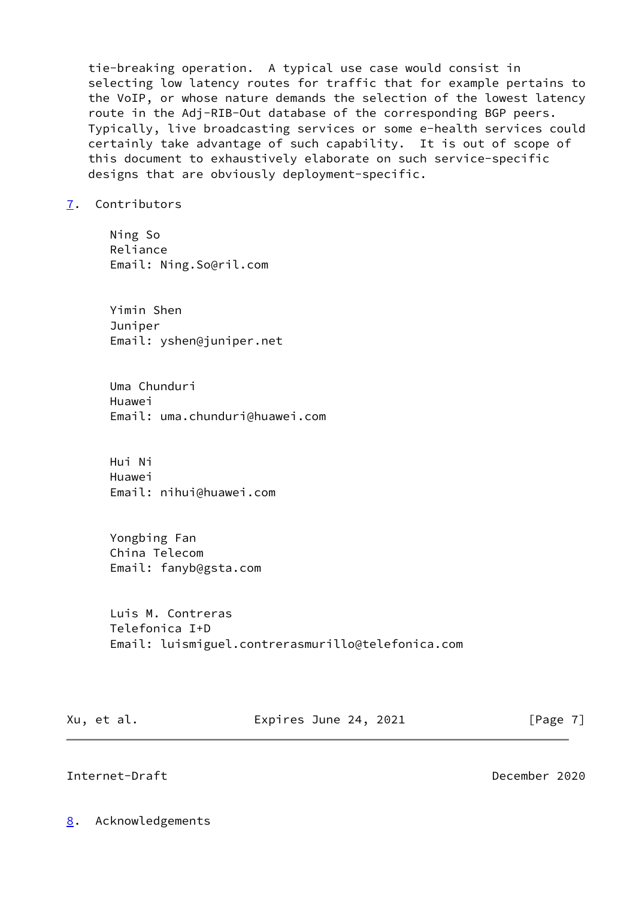tie-breaking operation. A typical use case would consist in selecting low latency routes for traffic that for example pertains to the VoIP, or whose nature demands the selection of the lowest latency route in the Adj-RIB-Out database of the corresponding BGP peers. Typically, live broadcasting services or some e-health services could certainly take advantage of such capability. It is out of scope of this document to exhaustively elaborate on such service-specific designs that are obviously deployment-specific.

## 7. Contributors

Ning So
Reliance
Email: Ning.So@ril.com

Yimin Shen
Juniper
Email: yshen@juniper.net

Uma Chunduri
Huawei
Email: uma.chunduri@huawei.com

Hui Ni
Huawei
Email: nihui@huawei.com

Yongbing Fan
China Telecom
Email: fanyb@gsta.com

Luis M. Contreras
Telefonica I+D
Email: luismiguel.contrerasmurillo@telefonica.com

## 8. Acknowledgements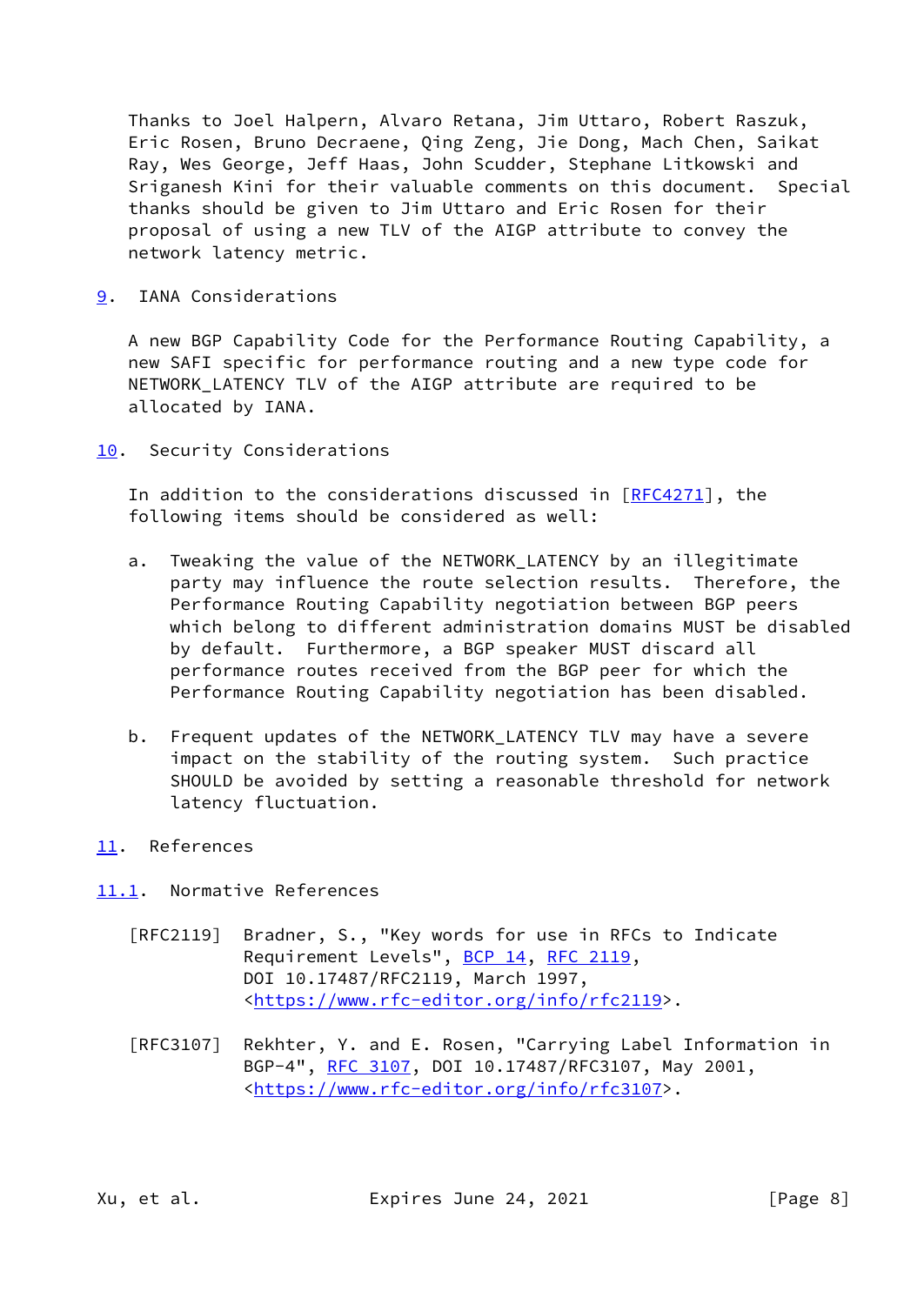Thanks to Joel Halpern, Alvaro Retana, Jim Uttaro, Robert Raszuk, Eric Rosen, Bruno Decraene, Qing Zeng, Jie Dong, Mach Chen, Saikat Ray, Wes George, Jeff Haas, John Scudder, Stephane Litkowski and Sriganesh Kini for their valuable comments on this document. Special thanks should be given to Jim Uttaro and Eric Rosen for their proposal of using a new TLV of the AIGP attribute to convey the network latency metric.

## 9. IANA Considerations

A new BGP Capability Code for the Performance Routing Capability, a new SAFI specific for performance routing and a new type code for NETWORK_LATENCY TLV of the AIGP attribute are required to be allocated by IANA.

## 10. Security Considerations

In addition to the considerations discussed in [RFC4271], the following items should be considered as well:

a. Tweaking the value of the NETWORK_LATENCY by an illegitimate party may influence the route selection results. Therefore, the Performance Routing Capability negotiation between BGP peers which belong to different administration domains MUST be disabled by default. Furthermore, a BGP speaker MUST discard all performance routes received from the BGP peer for which the Performance Routing Capability negotiation has been disabled.

b. Frequent updates of the NETWORK_LATENCY TLV may have a severe impact on the stability of the routing system. Such practice SHOULD be avoided by setting a reasonable threshold for network latency fluctuation.

## 11. References

### 11.1. Normative References

[RFC2119] Bradner, S., "Key words for use in RFCs to Indicate Requirement Levels", BCP 14, RFC 2119, DOI 10.17487/RFC2119, March 1997, <https://www.rfc-editor.org/info/rfc2119>.

[RFC3107] Rekhter, Y. and E. Rosen, "Carrying Label Information in BGP-4", RFC 3107, DOI 10.17487/RFC3107, May 2001, <https://www.rfc-editor.org/info/rfc3107>.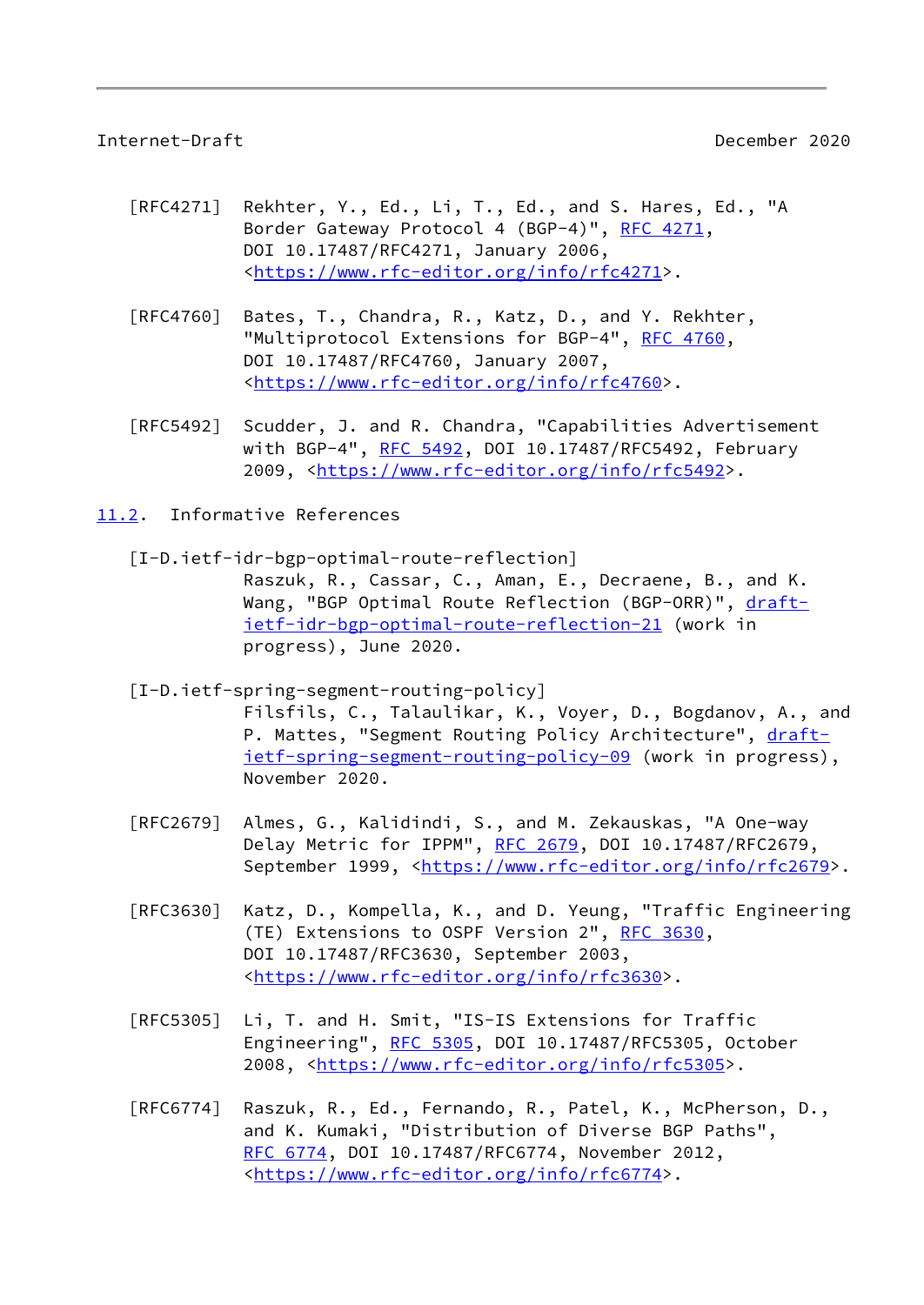[RFC4271] Rekhter, Y., Ed., Li, T., Ed., and S. Hares, Ed., "A Border Gateway Protocol 4 (BGP-4)", RFC 4271, DOI 10.17487/RFC4271, January 2006, <https://www.rfc-editor.org/info/rfc4271>.

[RFC4760] Bates, T., Chandra, R., Katz, D., and Y. Rekhter, "Multiprotocol Extensions for BGP-4", RFC 4760, DOI 10.17487/RFC4760, January 2007, <https://www.rfc-editor.org/info/rfc4760>.

[RFC5492] Scudder, J. and R. Chandra, "Capabilities Advertisement with BGP-4", RFC 5492, DOI 10.17487/RFC5492, February 2009, <https://www.rfc-editor.org/info/rfc5492>.

## 11.2. Informative References

[I-D.ietf-idr-bgp-optimal-route-reflection] Raszuk, R., Cassar, C., Aman, E., Decraene, B., and K. Wang, "BGP Optimal Route Reflection (BGP-ORR)", draft-ietf-idr-bgp-optimal-route-reflection-21 (work in progress), June 2020.

[I-D.ietf-spring-segment-routing-policy] Filsfils, C., Talaulikar, K., Voyer, D., Bogdanov, A., and P. Mattes, "Segment Routing Policy Architecture", draft-ietf-spring-segment-routing-policy-09 (work in progress), November 2020.

[RFC2679] Almes, G., Kalidindi, S., and M. Zekauskas, "A One-way Delay Metric for IPPM", RFC 2679, DOI 10.17487/RFC2679, September 1999, <https://www.rfc-editor.org/info/rfc2679>.

[RFC3630] Katz, D., Kompella, K., and D. Yeung, "Traffic Engineering (TE) Extensions to OSPF Version 2", RFC 3630, DOI 10.17487/RFC3630, September 2003, <https://www.rfc-editor.org/info/rfc3630>.

[RFC5305] Li, T. and H. Smit, "IS-IS Extensions for Traffic Engineering", RFC 5305, DOI 10.17487/RFC5305, October 2008, <https://www.rfc-editor.org/info/rfc5305>.

[RFC6774] Raszuk, R., Ed., Fernando, R., Patel, K., McPherson, D., and K. Kumaki, "Distribution of Diverse BGP Paths", RFC 6774, DOI 10.17487/RFC6774, November 2012, <https://www.rfc-editor.org/info/rfc6774>.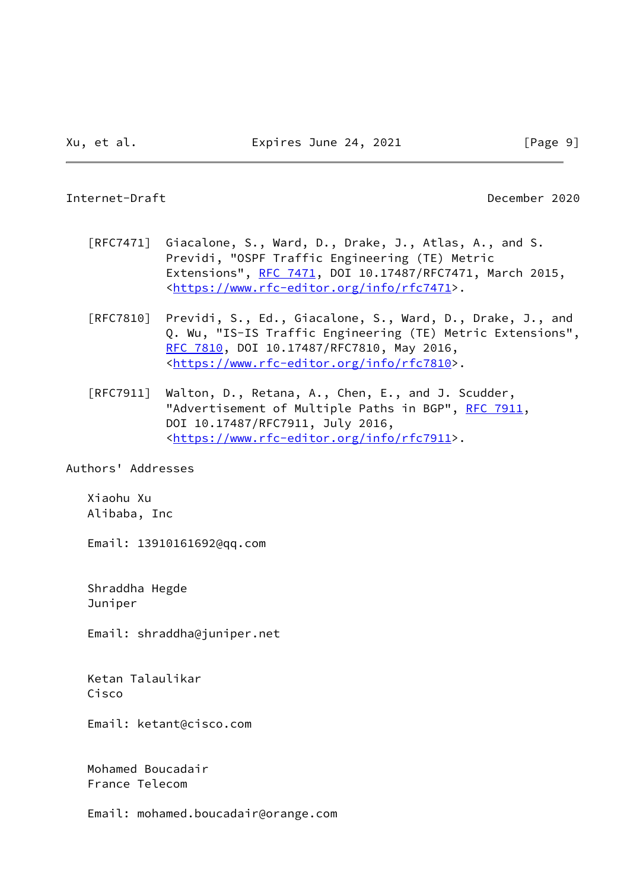[RFC7471] Giacalone, S., Ward, D., Drake, J., Atlas, A., and S. Previdi, "OSPF Traffic Engineering (TE) Metric Extensions", RFC 7471, DOI 10.17487/RFC7471, March 2015, <https://www.rfc-editor.org/info/rfc7471>.

[RFC7810] Previdi, S., Ed., Giacalone, S., Ward, D., Drake, J., and Q. Wu, "IS-IS Traffic Engineering (TE) Metric Extensions", RFC 7810, DOI 10.17487/RFC7810, May 2016, <https://www.rfc-editor.org/info/rfc7810>.

[RFC7911] Walton, D., Retana, A., Chen, E., and J. Scudder, "Advertisement of Multiple Paths in BGP", RFC 7911, DOI 10.17487/RFC7911, July 2016, <https://www.rfc-editor.org/info/rfc7911>.

## Authors' Addresses

Xiaohu Xu
Alibaba, Inc

Email: 13910161692@qq.com

Shraddha Hegde
Juniper

Email: shraddha@juniper.net

Ketan Talaulikar
Cisco

Email: ketant@cisco.com

Mohamed Boucadair
France Telecom

Email: mohamed.boucadair@orange.com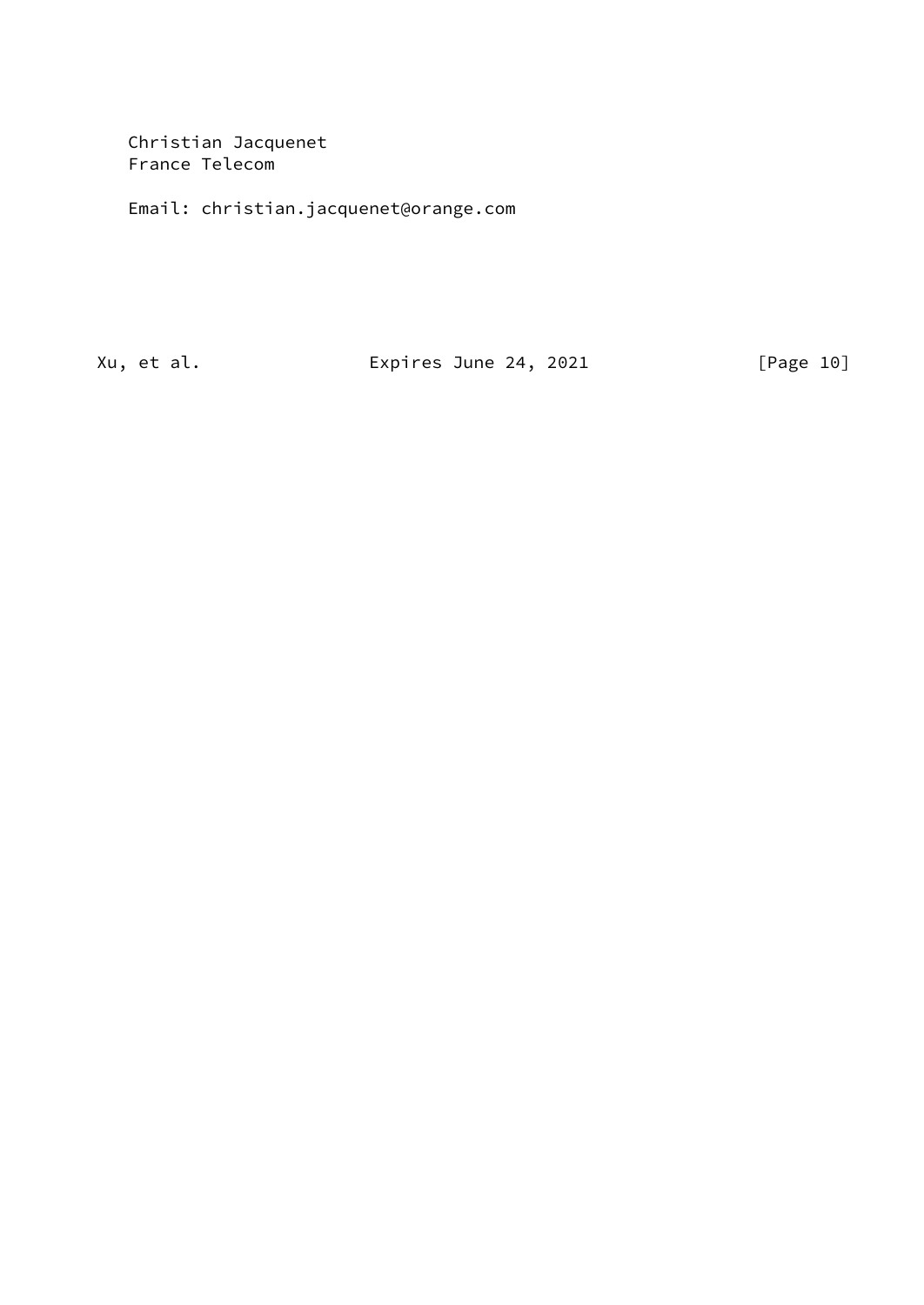Christian Jacquenet
France Telecom

Email: christian.jacquenet@orange.com